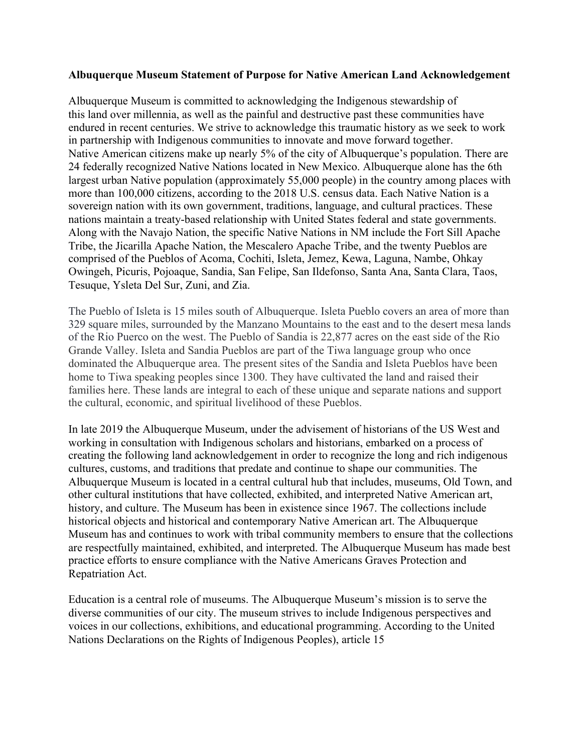**Albuquerque Museum Statement of Purpose for Native American Land Acknowledgement**

Albuquerque Museum is committed to acknowledging the Indigenous stewardship of this land over millennia, as well as the painful and destructive past these communities have endured in recent centuries. We strive to acknowledge this traumatic history as we seek to work in partnership with Indigenous communities to innovate and move forward together.
Native American citizens make up nearly 5% of the city of Albuquerque's population. There are 24 federally recognized Native Nations located in New Mexico. Albuquerque alone has the 6th largest urban Native population (approximately 55,000 people) in the country among places with more than 100,000 citizens, according to the 2018 U.S. census data. Each Native Nation is a sovereign nation with its own government, traditions, language, and cultural practices. These nations maintain a treaty-based relationship with United States federal and state governments. Along with the Navajo Nation, the specific Native Nations in NM include the Fort Sill Apache Tribe, the Jicarilla Apache Nation, the Mescalero Apache Tribe, and the twenty Pueblos are comprised of the Pueblos of Acoma, Cochiti, Isleta, Jemez, Kewa, Laguna, Nambe, Ohkay Owingeh, Picuris, Pojoaque, Sandia, San Felipe, San Ildefonso, Santa Ana, Santa Clara, Taos, Tesuque, Ysleta Del Sur, Zuni, and Zia.

The Pueblo of Isleta is 15 miles south of Albuquerque. Isleta Pueblo covers an area of more than 329 square miles, surrounded by the Manzano Mountains to the east and to the desert mesa lands of the Rio Puerco on the west. The Pueblo of Sandia is 22,877 acres on the east side of the Rio Grande Valley. Isleta and Sandia Pueblos are part of the Tiwa language group who once dominated the Albuquerque area. The present sites of the Sandia and Isleta Pueblos have been home to Tiwa speaking peoples since 1300. They have cultivated the land and raised their families here. These lands are integral to each of these unique and separate nations and support the cultural, economic, and spiritual livelihood of these Pueblos.

In late 2019 the Albuquerque Museum, under the advisement of historians of the US West and working in consultation with Indigenous scholars and historians, embarked on a process of creating the following land acknowledgement in order to recognize the long and rich indigenous cultures, customs, and traditions that predate and continue to shape our communities. The Albuquerque Museum is located in a central cultural hub that includes, museums, Old Town, and other cultural institutions that have collected, exhibited, and interpreted Native American art, history, and culture. The Museum has been in existence since 1967. The collections include historical objects and historical and contemporary Native American art. The Albuquerque Museum has and continues to work with tribal community members to ensure that the collections are respectfully maintained, exhibited, and interpreted. The Albuquerque Museum has made best practice efforts to ensure compliance with the Native Americans Graves Protection and Repatriation Act.

Education is a central role of museums. The Albuquerque Museum's mission is to serve the diverse communities of our city. The museum strives to include Indigenous perspectives and voices in our collections, exhibitions, and educational programming. According to the United Nations Declarations on the Rights of Indigenous Peoples), article 15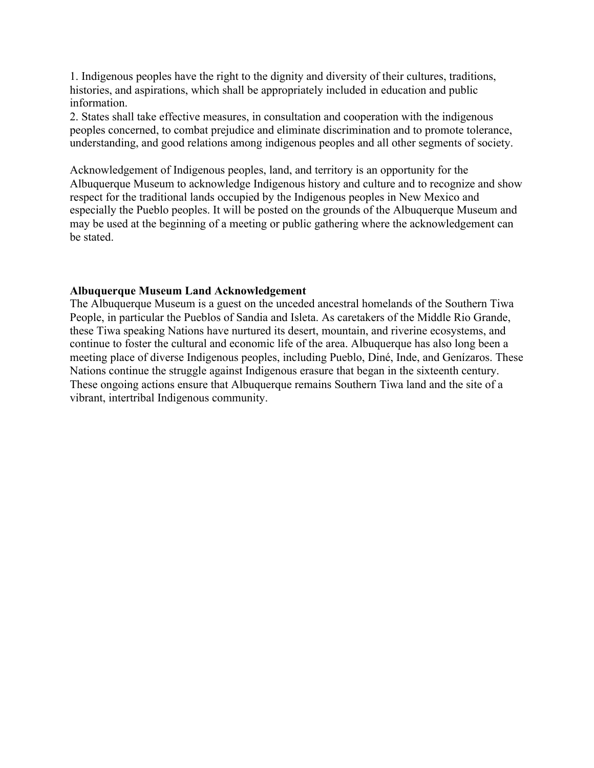1. Indigenous peoples have the right to the dignity and diversity of their cultures, traditions, histories, and aspirations, which shall be appropriately included in education and public information.
2. States shall take effective measures, in consultation and cooperation with the indigenous peoples concerned, to combat prejudice and eliminate discrimination and to promote tolerance, understanding, and good relations among indigenous peoples and all other segments of society.

Acknowledgement of Indigenous peoples, land, and territory is an opportunity for the Albuquerque Museum to acknowledge Indigenous history and culture and to recognize and show respect for the traditional lands occupied by the Indigenous peoples in New Mexico and especially the Pueblo peoples. It will be posted on the grounds of the Albuquerque Museum and may be used at the beginning of a meeting or public gathering where the acknowledgement can be stated.

**Albuquerque Museum Land Acknowledgement**

The Albuquerque Museum is a guest on the unceded ancestral homelands of the Southern Tiwa People, in particular the Pueblos of Sandia and Isleta. As caretakers of the Middle Rio Grande, these Tiwa speaking Nations have nurtured its desert, mountain, and riverine ecosystems, and continue to foster the cultural and economic life of the area. Albuquerque has also long been a meeting place of diverse Indigenous peoples, including Pueblo, Diné, Inde, and Genízaros. These Nations continue the struggle against Indigenous erasure that began in the sixteenth century. These ongoing actions ensure that Albuquerque remains Southern Tiwa land and the site of a vibrant, intertribal Indigenous community.